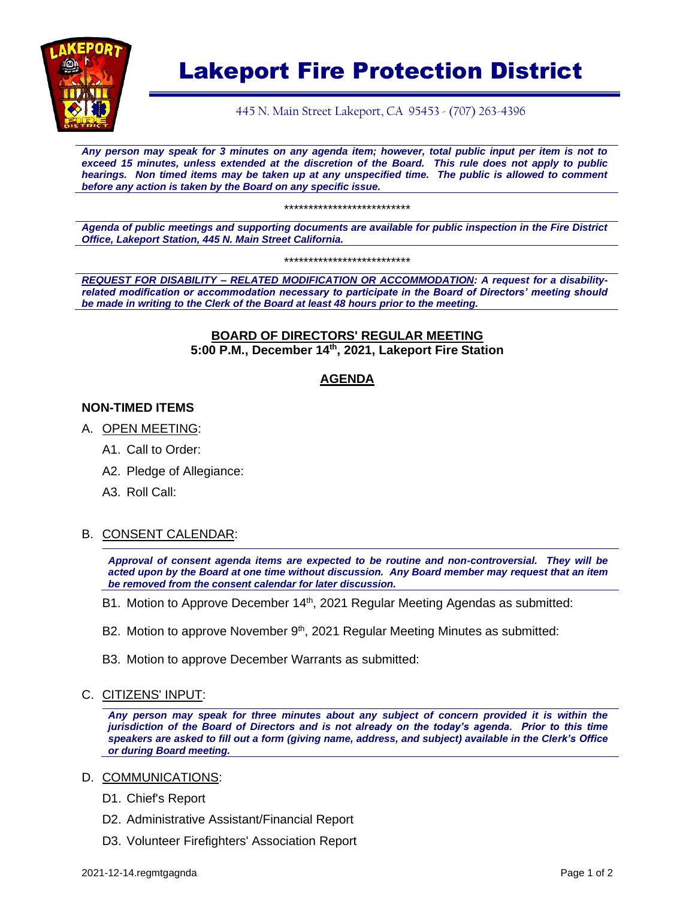# Lakeport Fire Protection District

445 N. Main Street Lakeport, CA 95453 - (707) 263-4396

***Any person may speak for 3 minutes on any agenda item; however, total public input per item is not to exceed 15 minutes, unless extended at the discretion of the Board. This rule does not apply to public hearings. Non timed items may be taken up at any unspecified time. The public is allowed to comment before any action is taken by the Board on any specific issue.***

**************************

***Agenda of public meetings and supporting documents are available for public inspection in the Fire District Office, Lakeport Station, 445 N. Main Street California.***

**************************

***REQUEST FOR DISABILITY – RELATED MODIFICATION OR ACCOMMODATION: A request for a disability-related modification or accommodation necessary to participate in the Board of Directors' meeting should be made in writing to the Clerk of the Board at least 48 hours prior to the meeting.***

**BOARD OF DIRECTORS' REGULAR MEETING**
**5:00 P.M., December 14th, 2021, Lakeport Fire Station**

## AGENDA

### NON-TIMED ITEMS

A. OPEN MEETING:

- A1. Call to Order:
- A2. Pledge of Allegiance:
- A3. Roll Call:

B. CONSENT CALENDAR:

***Approval of consent agenda items are expected to be routine and non-controversial. They will be acted upon by the Board at one time without discussion. Any Board member may request that an item be removed from the consent calendar for later discussion.***

- B1. Motion to Approve December 14th, 2021 Regular Meeting Agendas as submitted:
- B2. Motion to approve November 9th, 2021 Regular Meeting Minutes as submitted:
- B3. Motion to approve December Warrants as submitted:

C. CITIZENS' INPUT:

***Any person may speak for three minutes about any subject of concern provided it is within the jurisdiction of the Board of Directors and is not already on the today's agenda. Prior to this time speakers are asked to fill out a form (giving name, address, and subject) available in the Clerk's Office or during Board meeting.***

D. COMMUNICATIONS:

- D1. Chief's Report
- D2. Administrative Assistant/Financial Report
- D3. Volunteer Firefighters' Association Report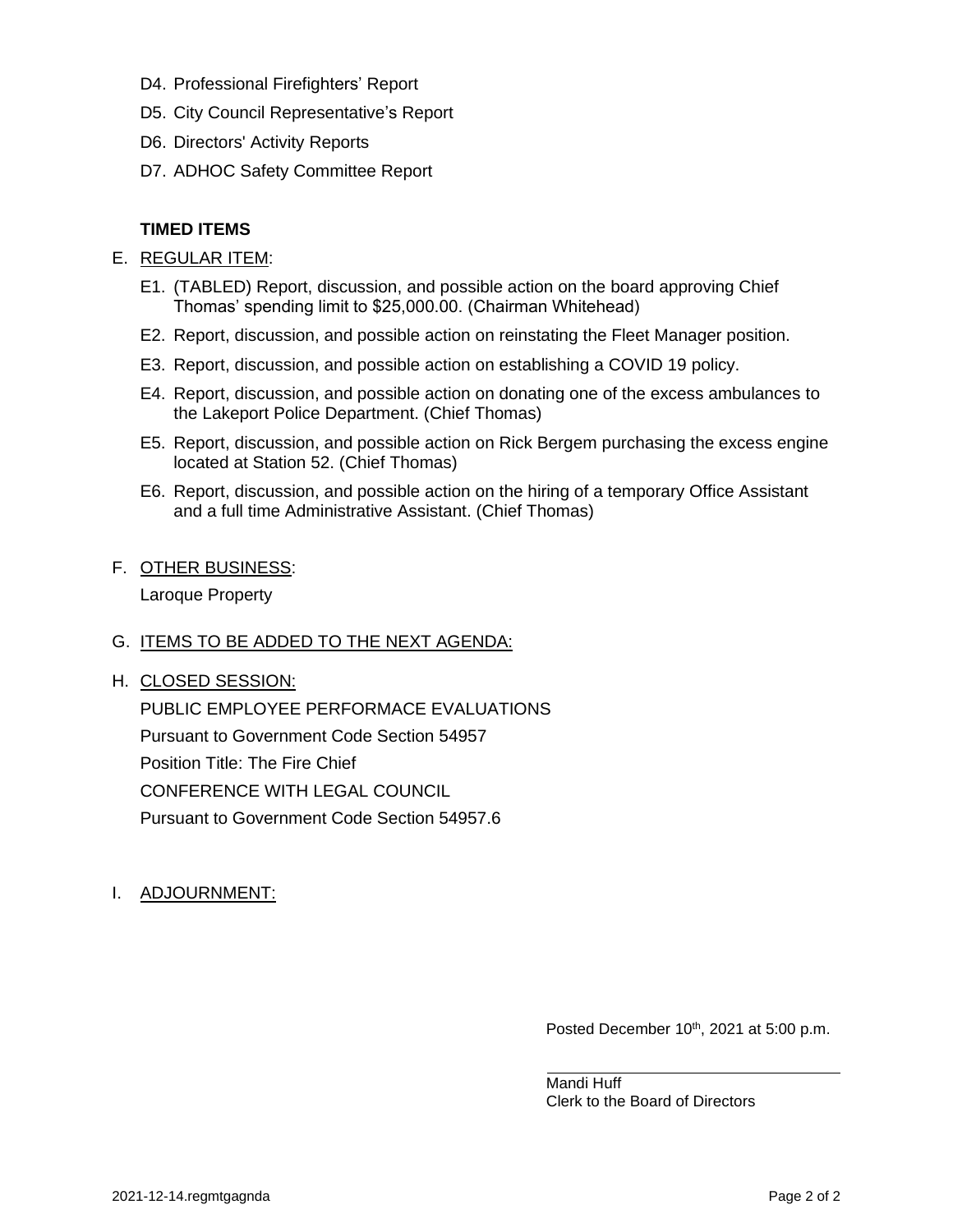D4. Professional Firefighters' Report

D5. City Council Representative's Report

D6. Directors' Activity Reports

D7. ADHOC Safety Committee Report

**TIMED ITEMS**

E. REGULAR ITEM:

E1. (TABLED) Report, discussion, and possible action on the board approving Chief Thomas' spending limit to $25,000.00. (Chairman Whitehead)

E2. Report, discussion, and possible action on reinstating the Fleet Manager position.

E3. Report, discussion, and possible action on establishing a COVID 19 policy.

E4. Report, discussion, and possible action on donating one of the excess ambulances to the Lakeport Police Department. (Chief Thomas)

E5. Report, discussion, and possible action on Rick Bergem purchasing the excess engine located at Station 52. (Chief Thomas)

E6. Report, discussion, and possible action on the hiring of a temporary Office Assistant and a full time Administrative Assistant. (Chief Thomas)

F. OTHER BUSINESS:

Laroque Property

G. ITEMS TO BE ADDED TO THE NEXT AGENDA:

H. CLOSED SESSION:

PUBLIC EMPLOYEE PERFORMACE EVALUATIONS

Pursuant to Government Code Section 54957

Position Title: The Fire Chief

CONFERENCE WITH LEGAL COUNCIL

Pursuant to Government Code Section 54957.6

I. ADJOURNMENT:

Posted December 10th, 2021 at 5:00 p.m.

Mandi Huff
Clerk to the Board of Directors

2021-12-14.regmtgagnda